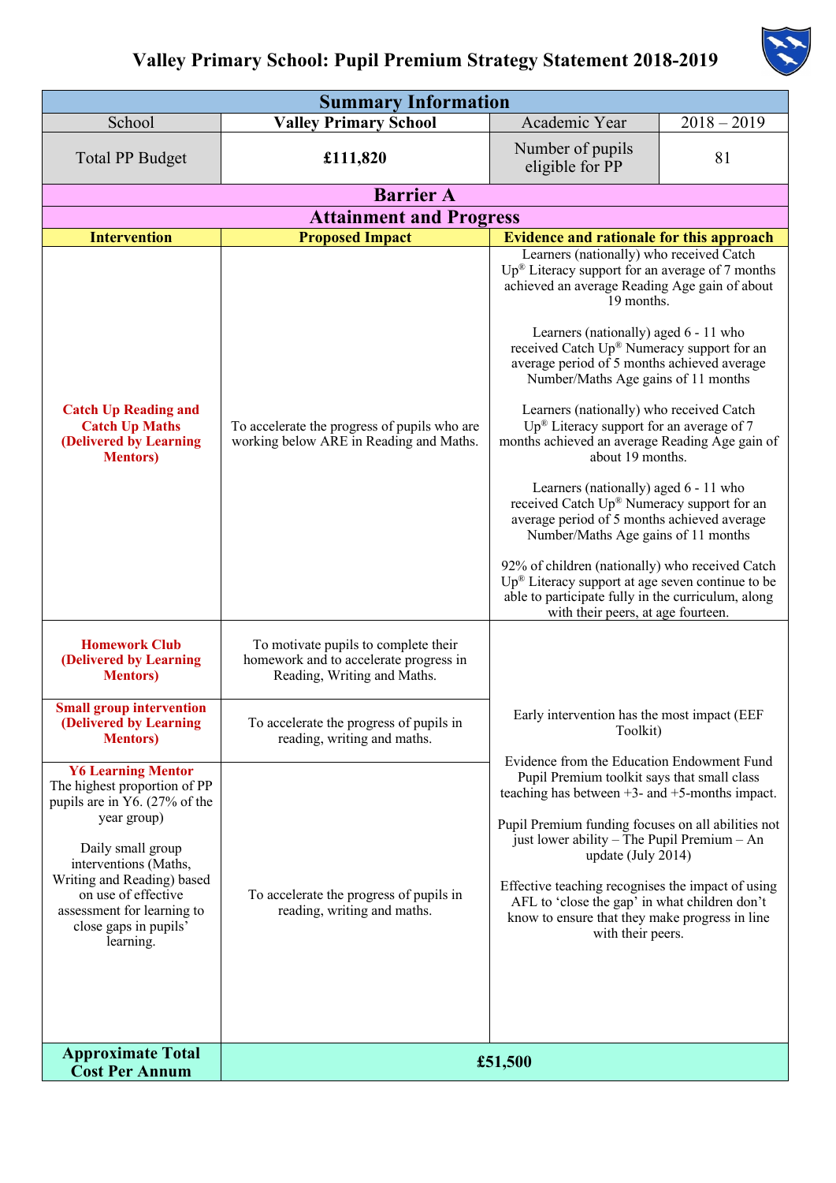# Valley Primary School: Pupil Premium Strategy Statement 2018-2019

| Summary Information | | | |
|---|---|---|---|
| School | **Valley Primary School** | Academic Year | 2018 – 2019 |
| Total PP Budget | **£111,820** | Number of pupils eligible for PP | 81 |

| Barrier A<br>Attainment and Progress | | |
|---|---|---|
| **Intervention** | **Proposed Impact** | **Evidence and rationale for this approach** |
| **Catch Up Reading and Catch Up Maths (Delivered by Learning Mentors)** | To accelerate the progress of pupils who are working below ARE in Reading and Maths. | Learners (nationally) who received Catch Up® Literacy support for an average of 7 months achieved an average Reading Age gain of about 19 months.<br><br>Learners (nationally) aged 6 - 11 who received Catch Up® Numeracy support for an average period of 5 months achieved average Number/Maths Age gains of 11 months<br><br>Learners (nationally) who received Catch Up® Literacy support for an average of 7 months achieved an average Reading Age gain of about 19 months.<br><br>Learners (nationally) aged 6 - 11 who received Catch Up® Numeracy support for an average period of 5 months achieved average Number/Maths Age gains of 11 months<br><br>92% of children (nationally) who received Catch Up® Literacy support at age seven continue to be able to participate fully in the curriculum, along with their peers, at age fourteen. |
| **Homework Club (Delivered by Learning Mentors)** | To motivate pupils to complete their homework and to accelerate progress in Reading, Writing and Maths. | Early intervention has the most impact (EEF Toolkit)<br><br>Evidence from the Education Endowment Fund Pupil Premium toolkit says that small class teaching has between +3- and +5-months impact.<br><br>Pupil Premium funding focuses on all abilities not just lower ability – The Pupil Premium – An update (July 2014)<br><br>Effective teaching recognises the impact of using AFL to 'close the gap' in what children don't know to ensure that they make progress in line with their peers. |
| **Small group intervention (Delivered by Learning Mentors)** | To accelerate the progress of pupils in reading, writing and maths. | |
| **Y6 Learning Mentor**<br>The highest proportion of PP pupils are in Y6. (27% of the year group)<br><br>Daily small group interventions (Maths, Writing and Reading) based on use of effective assessment for learning to close gaps in pupils' learning. | To accelerate the progress of pupils in reading, writing and maths. | |
| **Approximate Total Cost Per Annum** | **£51,500** | |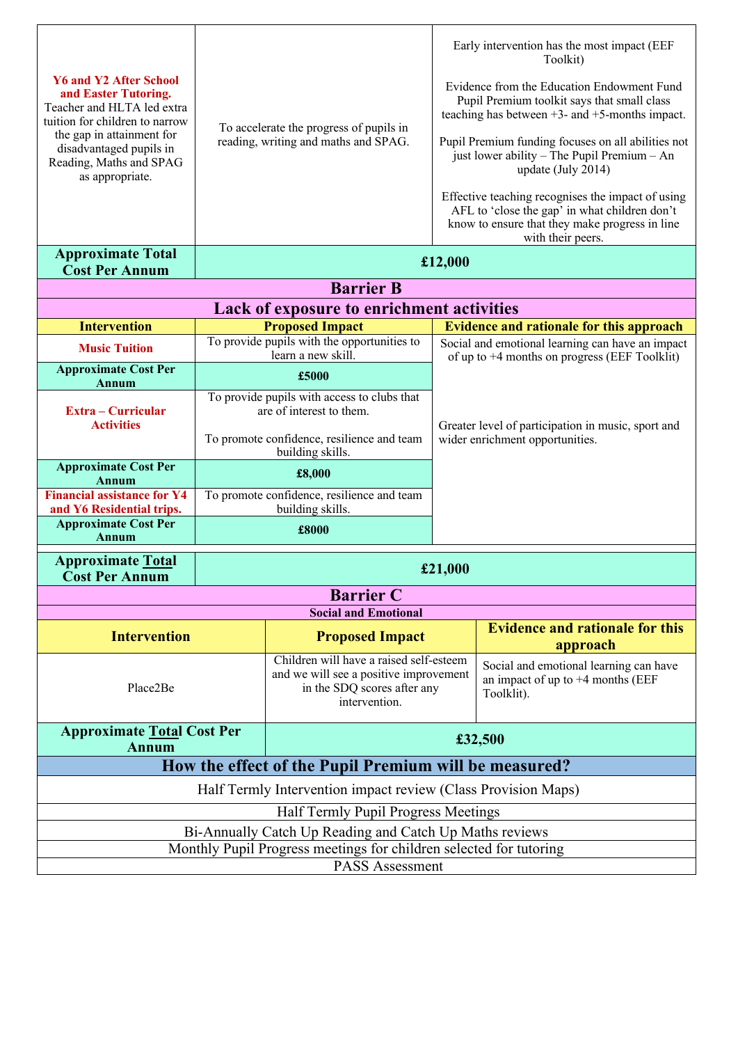| | | |
|---|---|---|
| **Y6 and Y2 After School and Easter Tutoring.** Teacher and HLTA led extra tuition for children to narrow the gap in attainment for disadvantaged pupils in Reading, Maths and SPAG as appropriate. | To accelerate the progress of pupils in reading, writing and maths and SPAG. | Early intervention has the most impact (EEF Toolkit)<br><br>Evidence from the Education Endowment Fund Pupil Premium toolkit says that small class teaching has between +3- and +5-months impact.<br><br>Pupil Premium funding focuses on all abilities not just lower ability – The Pupil Premium – An update (July 2014)<br><br>Effective teaching recognises the impact of using AFL to 'close the gap' in what children don't know to ensure that they make progress in line with their peers. |
| **Approximate Total Cost Per Annum** | **£12,000** | |

## Barrier B
## Lack of exposure to enrichment activities

| Intervention | Proposed Impact | Evidence and rationale for this approach |
|---|---|---|
| **Music Tuition** | To provide pupils with the opportunities to learn a new skill. | Social and emotional learning can have an impact of up to +4 months on progress (EEF Toolklit) |
| **Approximate Cost Per Annum** | **£5000** | |
| **Extra – Curricular Activities** | To provide pupils with access to clubs that are of interest to them.<br><br>To promote confidence, resilience and team building skills. | Greater level of participation in music, sport and wider enrichment opportunities. |
| **Approximate Cost Per Annum** | **£8,000** | |
| **Financial assistance for Y4 and Y6 Residential trips.** | To promote confidence, resilience and team building skills. | |
| **Approximate Cost Per Annum** | **£8000** | |
| **Approximate Total Cost Per Annum** | **£21,000** | |

## Barrier C
### Social and Emotional

| Intervention | Proposed Impact | Evidence and rationale for this approach |
|---|---|---|
| Place2Be | Children will have a raised self-esteem and we will see a positive improvement in the SDQ scores after any intervention. | Social and emotional learning can have an impact of up to +4 months (EEF Toolklit). |
| **Approximate Total Cost Per Annum** | **£32,500** | |

## How the effect of the Pupil Premium will be measured?

Half Termly Intervention impact review (Class Provision Maps)

Half Termly Pupil Progress Meetings

Bi-Annually Catch Up Reading and Catch Up Maths reviews

Monthly Pupil Progress meetings for children selected for tutoring

PASS Assessment